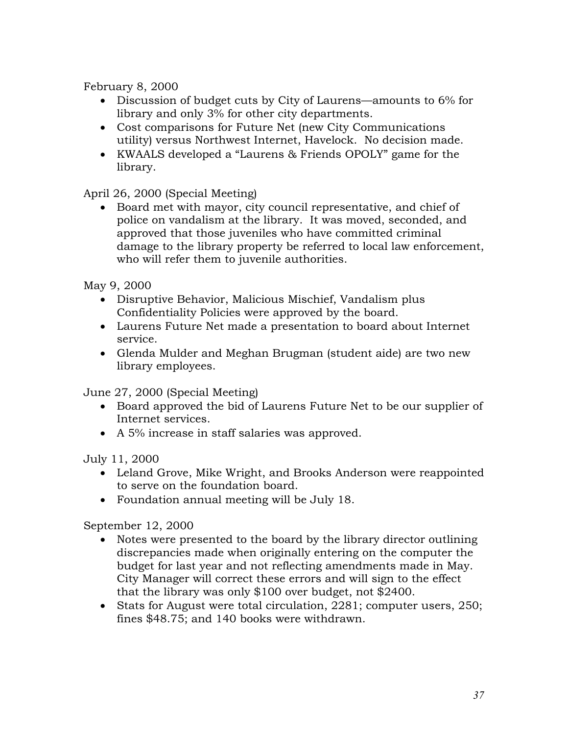February 8, 2000

- Discussion of budget cuts by City of Laurens—amounts to 6% for library and only 3% for other city departments.
- Cost comparisons for Future Net (new City Communications utility) versus Northwest Internet, Havelock. No decision made.
- KWAALS developed a "Laurens & Friends OPOLY" game for the library.

April 26, 2000 (Special Meeting)

- Board met with mayor, city council representative, and chief of police on vandalism at the library. It was moved, seconded, and approved that those juveniles who have committed criminal damage to the library property be referred to local law enforcement, who will refer them to juvenile authorities.

May 9, 2000

- Disruptive Behavior, Malicious Mischief, Vandalism plus Confidentiality Policies were approved by the board.
- Laurens Future Net made a presentation to board about Internet service.
- Glenda Mulder and Meghan Brugman (student aide) are two new library employees.

June 27, 2000 (Special Meeting)

- Board approved the bid of Laurens Future Net to be our supplier of Internet services.
- A 5% increase in staff salaries was approved.

July 11, 2000

- Leland Grove, Mike Wright, and Brooks Anderson were reappointed to serve on the foundation board.
- Foundation annual meeting will be July 18.

September 12, 2000

- Notes were presented to the board by the library director outlining discrepancies made when originally entering on the computer the budget for last year and not reflecting amendments made in May. City Manager will correct these errors and will sign to the effect that the library was only $100 over budget, not $2400.
- Stats for August were total circulation, 2281; computer users, 250; fines $48.75; and 140 books were withdrawn.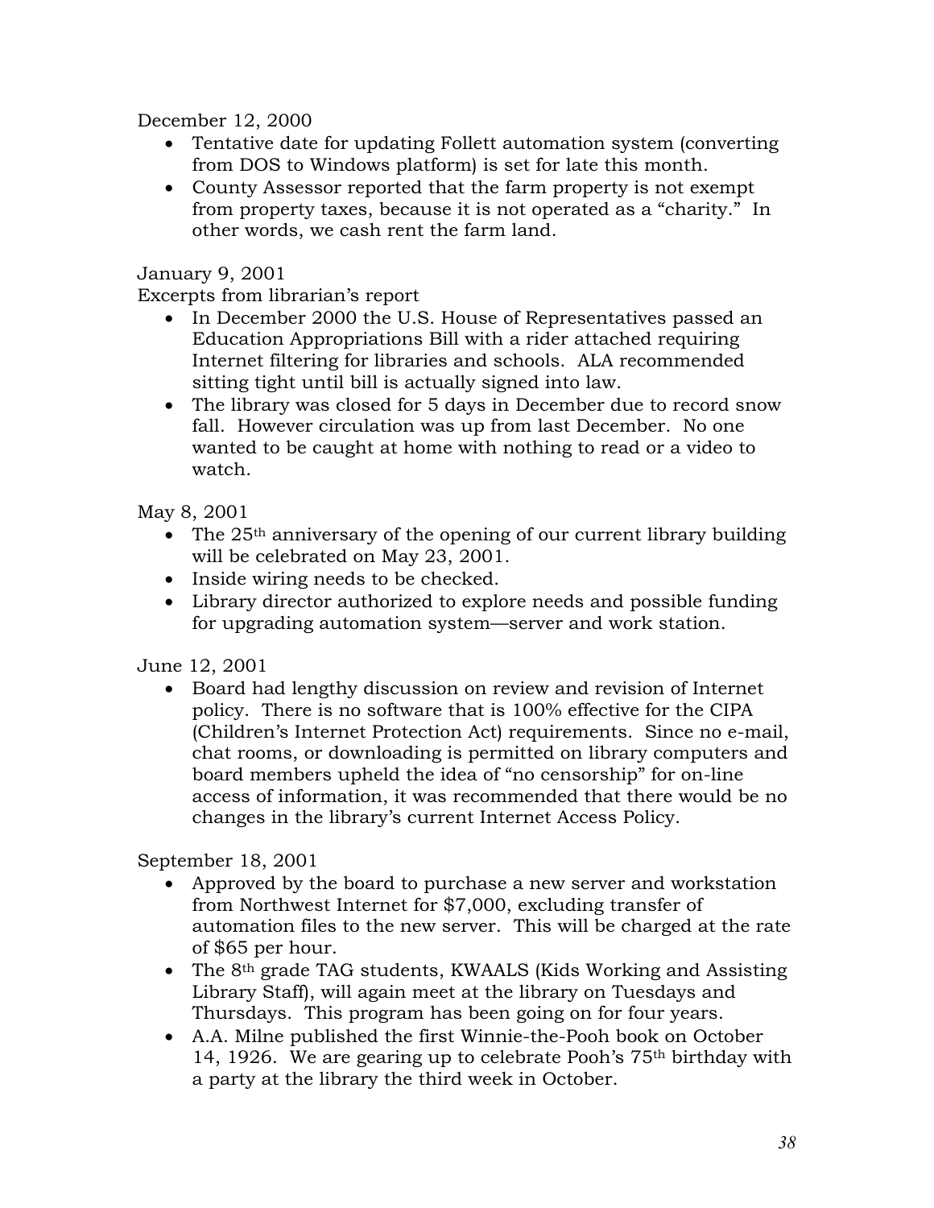December 12, 2000

- Tentative date for updating Follett automation system (converting from DOS to Windows platform) is set for late this month.
- County Assessor reported that the farm property is not exempt from property taxes, because it is not operated as a "charity." In other words, we cash rent the farm land.

January 9, 2001

Excerpts from librarian's report

- In December 2000 the U.S. House of Representatives passed an Education Appropriations Bill with a rider attached requiring Internet filtering for libraries and schools. ALA recommended sitting tight until bill is actually signed into law.
- The library was closed for 5 days in December due to record snow fall. However circulation was up from last December. No one wanted to be caught at home with nothing to read or a video to watch.

May 8, 2001

- The 25th anniversary of the opening of our current library building will be celebrated on May 23, 2001.
- Inside wiring needs to be checked.
- Library director authorized to explore needs and possible funding for upgrading automation system—server and work station.

June 12, 2001

- Board had lengthy discussion on review and revision of Internet policy. There is no software that is 100% effective for the CIPA (Children's Internet Protection Act) requirements. Since no e-mail, chat rooms, or downloading is permitted on library computers and board members upheld the idea of "no censorship" for on-line access of information, it was recommended that there would be no changes in the library's current Internet Access Policy.

September 18, 2001

- Approved by the board to purchase a new server and workstation from Northwest Internet for $7,000, excluding transfer of automation files to the new server. This will be charged at the rate of $65 per hour.
- The 8th grade TAG students, KWAALS (Kids Working and Assisting Library Staff), will again meet at the library on Tuesdays and Thursdays. This program has been going on for four years.
- A.A. Milne published the first Winnie-the-Pooh book on October 14, 1926. We are gearing up to celebrate Pooh's 75th birthday with a party at the library the third week in October.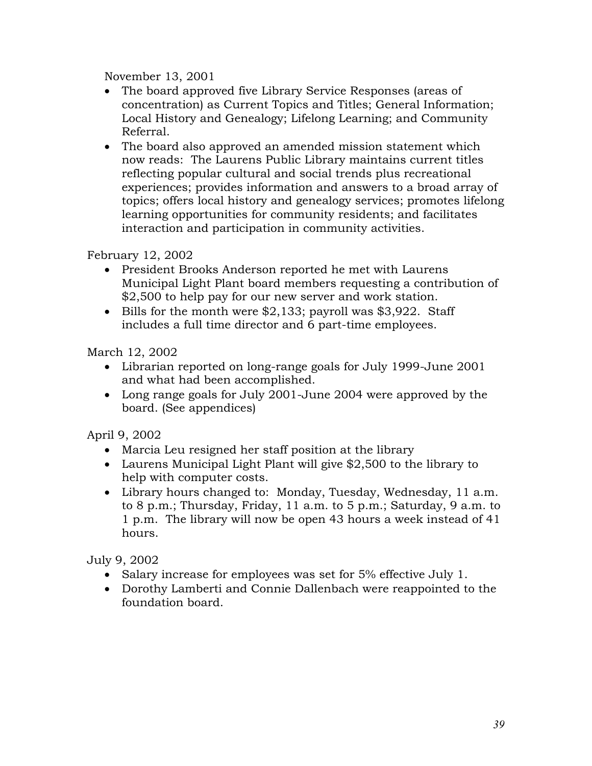November 13, 2001

- The board approved five Library Service Responses (areas of concentration) as Current Topics and Titles; General Information; Local History and Genealogy; Lifelong Learning; and Community Referral.
- The board also approved an amended mission statement which now reads: The Laurens Public Library maintains current titles reflecting popular cultural and social trends plus recreational experiences; provides information and answers to a broad array of topics; offers local history and genealogy services; promotes lifelong learning opportunities for community residents; and facilitates interaction and participation in community activities.

February 12, 2002

- President Brooks Anderson reported he met with Laurens Municipal Light Plant board members requesting a contribution of $2,500 to help pay for our new server and work station.
- Bills for the month were $2,133; payroll was $3,922. Staff includes a full time director and 6 part-time employees.

March 12, 2002

- Librarian reported on long-range goals for July 1999-June 2001 and what had been accomplished.
- Long range goals for July 2001-June 2004 were approved by the board. (See appendices)

April 9, 2002

- Marcia Leu resigned her staff position at the library
- Laurens Municipal Light Plant will give $2,500 to the library to help with computer costs.
- Library hours changed to: Monday, Tuesday, Wednesday, 11 a.m. to 8 p.m.; Thursday, Friday, 11 a.m. to 5 p.m.; Saturday, 9 a.m. to 1 p.m. The library will now be open 43 hours a week instead of 41 hours.

July 9, 2002

- Salary increase for employees was set for 5% effective July 1.
- Dorothy Lamberti and Connie Dallenbach were reappointed to the foundation board.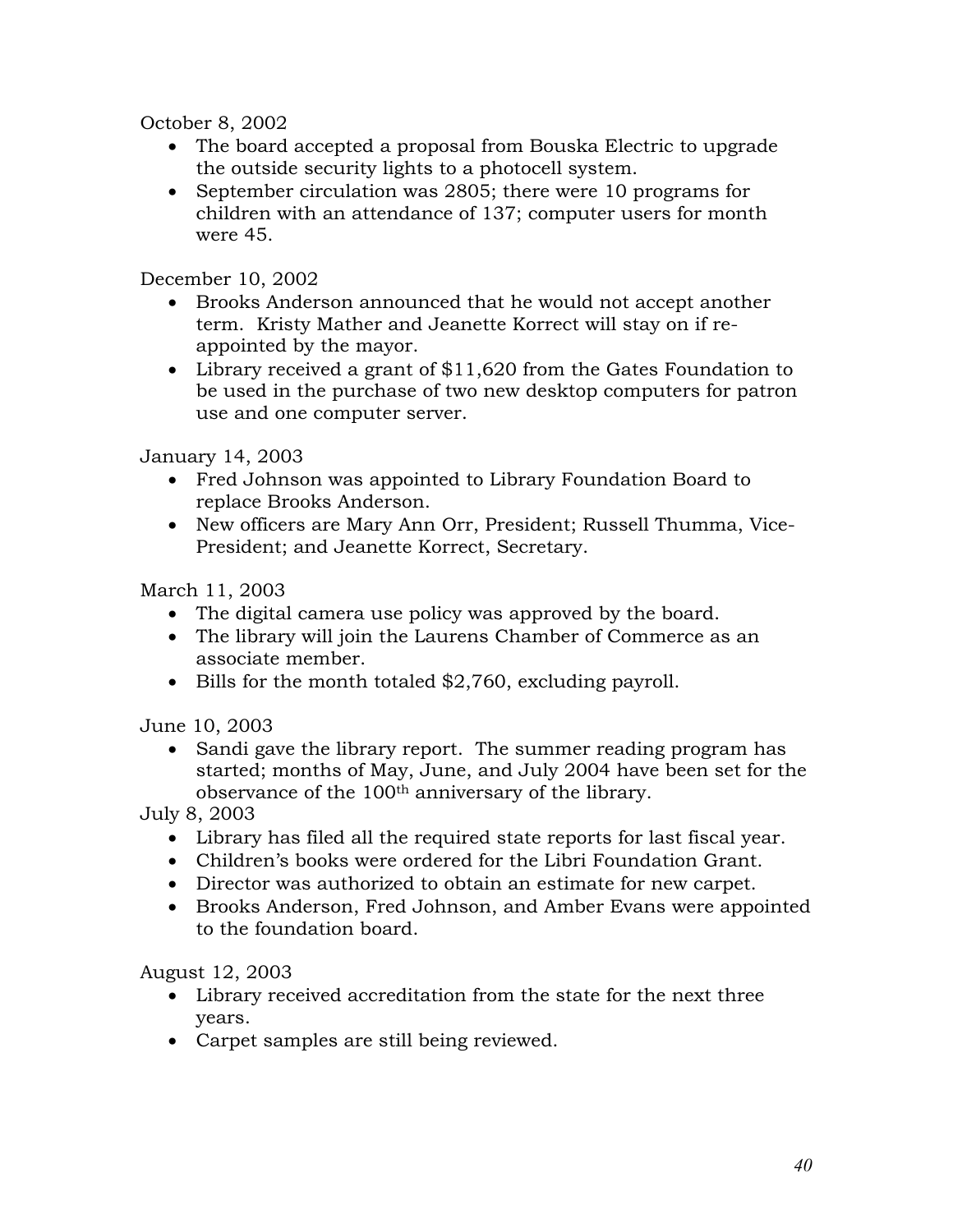October 8, 2002

- The board accepted a proposal from Bouska Electric to upgrade the outside security lights to a photocell system.
- September circulation was 2805; there were 10 programs for children with an attendance of 137; computer users for month were 45.

December 10, 2002

- Brooks Anderson announced that he would not accept another term. Kristy Mather and Jeanette Korrect will stay on if re-appointed by the mayor.
- Library received a grant of $11,620 from the Gates Foundation to be used in the purchase of two new desktop computers for patron use and one computer server.

January 14, 2003

- Fred Johnson was appointed to Library Foundation Board to replace Brooks Anderson.
- New officers are Mary Ann Orr, President; Russell Thumma, Vice-President; and Jeanette Korrect, Secretary.

March 11, 2003

- The digital camera use policy was approved by the board.
- The library will join the Laurens Chamber of Commerce as an associate member.
- Bills for the month totaled $2,760, excluding payroll.

June 10, 2003

- Sandi gave the library report. The summer reading program has started; months of May, June, and July 2004 have been set for the observance of the 100th anniversary of the library.

July 8, 2003

- Library has filed all the required state reports for last fiscal year.
- Children's books were ordered for the Libri Foundation Grant.
- Director was authorized to obtain an estimate for new carpet.
- Brooks Anderson, Fred Johnson, and Amber Evans were appointed to the foundation board.

August 12, 2003

- Library received accreditation from the state for the next three years.
- Carpet samples are still being reviewed.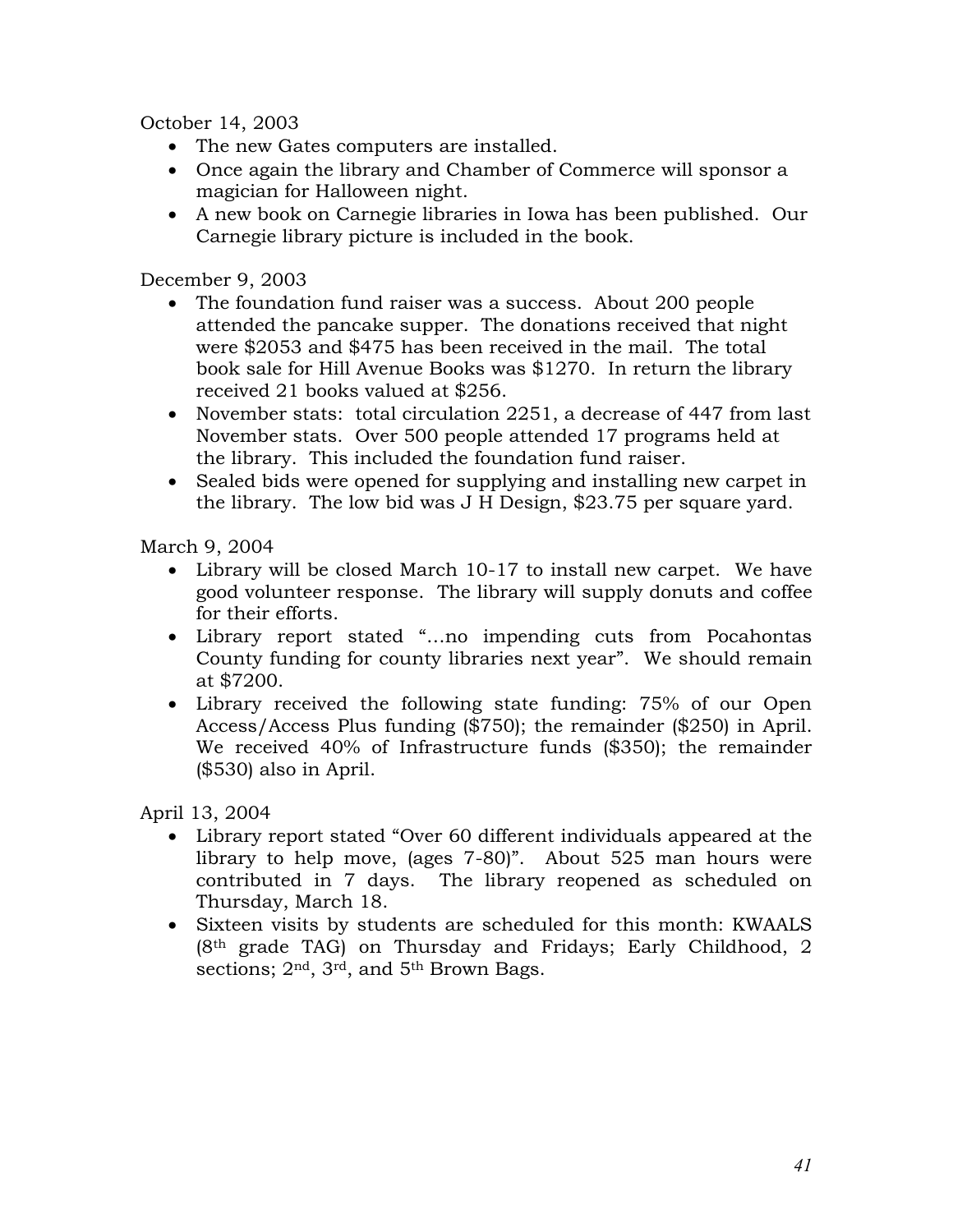October 14, 2003

- The new Gates computers are installed.
- Once again the library and Chamber of Commerce will sponsor a magician for Halloween night.
- A new book on Carnegie libraries in Iowa has been published. Our Carnegie library picture is included in the book.

December 9, 2003

- The foundation fund raiser was a success. About 200 people attended the pancake supper. The donations received that night were $2053 and $475 has been received in the mail. The total book sale for Hill Avenue Books was $1270. In return the library received 21 books valued at $256.
- November stats: total circulation 2251, a decrease of 447 from last November stats. Over 500 people attended 17 programs held at the library. This included the foundation fund raiser.
- Sealed bids were opened for supplying and installing new carpet in the library. The low bid was J H Design, $23.75 per square yard.

March 9, 2004

- Library will be closed March 10-17 to install new carpet. We have good volunteer response. The library will supply donuts and coffee for their efforts.
- Library report stated "…no impending cuts from Pocahontas County funding for county libraries next year". We should remain at $7200.
- Library received the following state funding: 75% of our Open Access/Access Plus funding ($750); the remainder ($250) in April. We received 40% of Infrastructure funds ($350); the remainder ($530) also in April.

April 13, 2004

- Library report stated "Over 60 different individuals appeared at the library to help move, (ages 7-80)". About 525 man hours were contributed in 7 days. The library reopened as scheduled on Thursday, March 18.
- Sixteen visits by students are scheduled for this month: KWAALS (8th grade TAG) on Thursday and Fridays; Early Childhood, 2 sections; 2nd, 3rd, and 5th Brown Bags.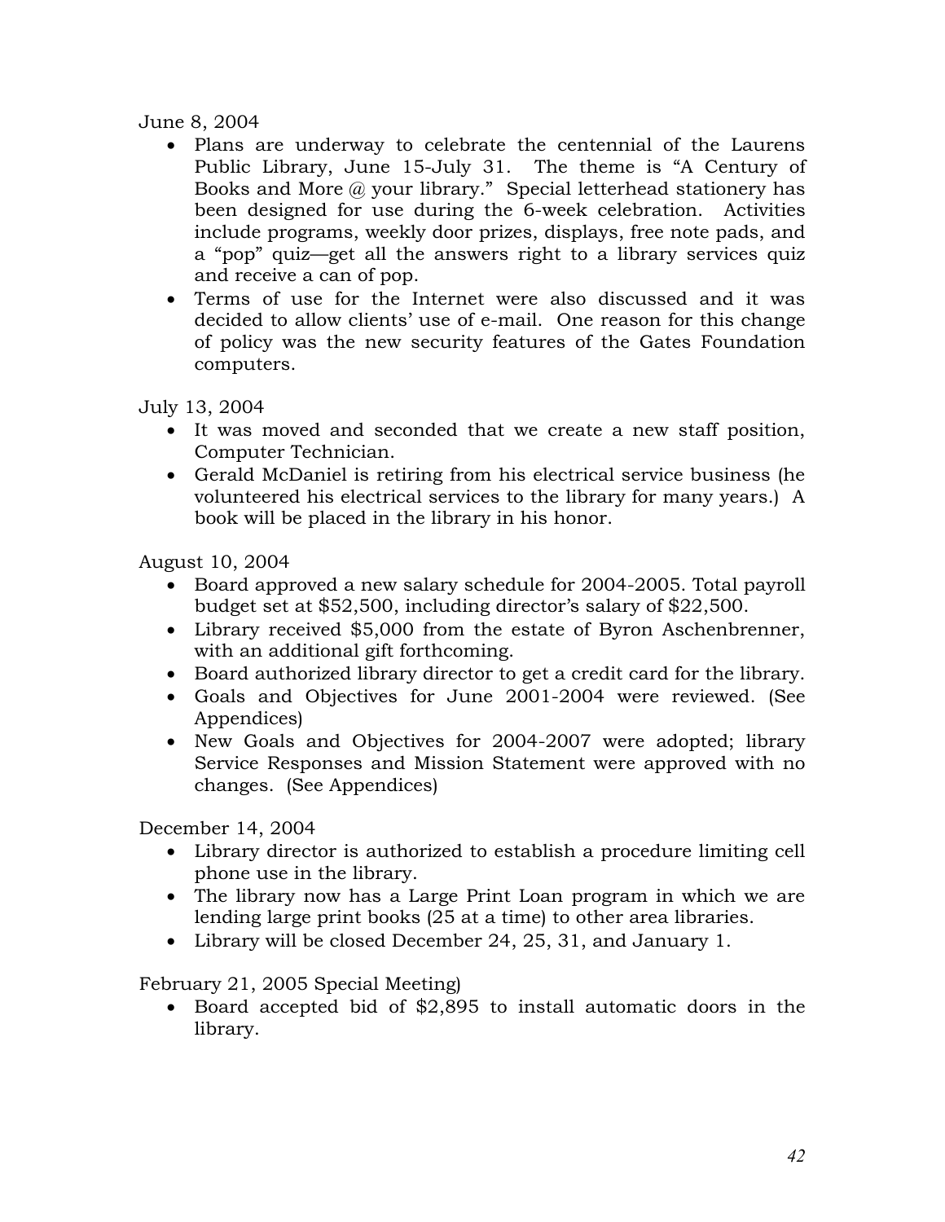June 8, 2004

- Plans are underway to celebrate the centennial of the Laurens Public Library, June 15-July 31. The theme is "A Century of Books and More @ your library." Special letterhead stationery has been designed for use during the 6-week celebration. Activities include programs, weekly door prizes, displays, free note pads, and a "pop" quiz—get all the answers right to a library services quiz and receive a can of pop.
- Terms of use for the Internet were also discussed and it was decided to allow clients' use of e-mail. One reason for this change of policy was the new security features of the Gates Foundation computers.

July 13, 2004

- It was moved and seconded that we create a new staff position, Computer Technician.
- Gerald McDaniel is retiring from his electrical service business (he volunteered his electrical services to the library for many years.) A book will be placed in the library in his honor.

August 10, 2004

- Board approved a new salary schedule for 2004-2005. Total payroll budget set at $52,500, including director's salary of $22,500.
- Library received $5,000 from the estate of Byron Aschenbrenner, with an additional gift forthcoming.
- Board authorized library director to get a credit card for the library.
- Goals and Objectives for June 2001-2004 were reviewed. (See Appendices)
- New Goals and Objectives for 2004-2007 were adopted; library Service Responses and Mission Statement were approved with no changes. (See Appendices)

December 14, 2004

- Library director is authorized to establish a procedure limiting cell phone use in the library.
- The library now has a Large Print Loan program in which we are lending large print books (25 at a time) to other area libraries.
- Library will be closed December 24, 25, 31, and January 1.

February 21, 2005 Special Meeting)

- Board accepted bid of $2,895 to install automatic doors in the library.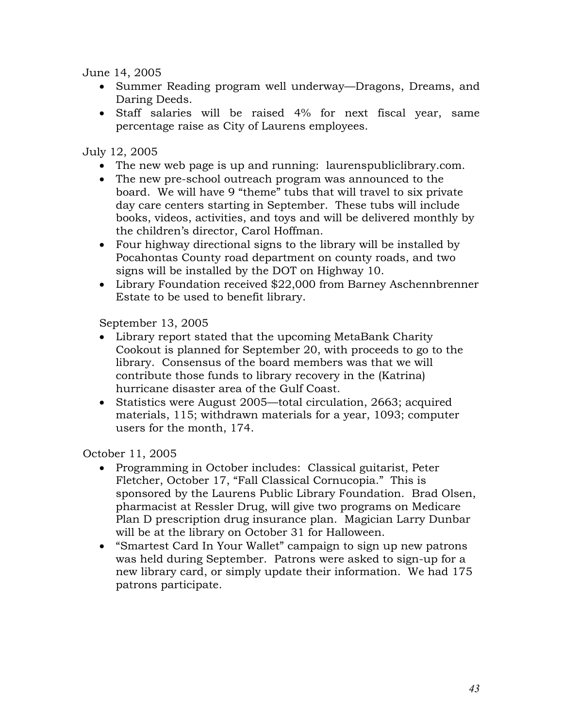June 14, 2005

- Summer Reading program well underway—Dragons, Dreams, and Daring Deeds.
- Staff salaries will be raised 4% for next fiscal year, same percentage raise as City of Laurens employees.

July 12, 2005

- The new web page is up and running: laurenspubliclibrary.com.
- The new pre-school outreach program was announced to the board. We will have 9 "theme" tubs that will travel to six private day care centers starting in September. These tubs will include books, videos, activities, and toys and will be delivered monthly by the children's director, Carol Hoffman.
- Four highway directional signs to the library will be installed by Pocahontas County road department on county roads, and two signs will be installed by the DOT on Highway 10.
- Library Foundation received $22,000 from Barney Aschennbrenner Estate to be used to benefit library.

September 13, 2005

- Library report stated that the upcoming MetaBank Charity Cookout is planned for September 20, with proceeds to go to the library. Consensus of the board members was that we will contribute those funds to library recovery in the (Katrina) hurricane disaster area of the Gulf Coast.
- Statistics were August 2005—total circulation, 2663; acquired materials, 115; withdrawn materials for a year, 1093; computer users for the month, 174.

October 11, 2005

- Programming in October includes: Classical guitarist, Peter Fletcher, October 17, "Fall Classical Cornucopia." This is sponsored by the Laurens Public Library Foundation. Brad Olsen, pharmacist at Ressler Drug, will give two programs on Medicare Plan D prescription drug insurance plan. Magician Larry Dunbar will be at the library on October 31 for Halloween.
- "Smartest Card In Your Wallet" campaign to sign up new patrons was held during September. Patrons were asked to sign-up for a new library card, or simply update their information. We had 175 patrons participate.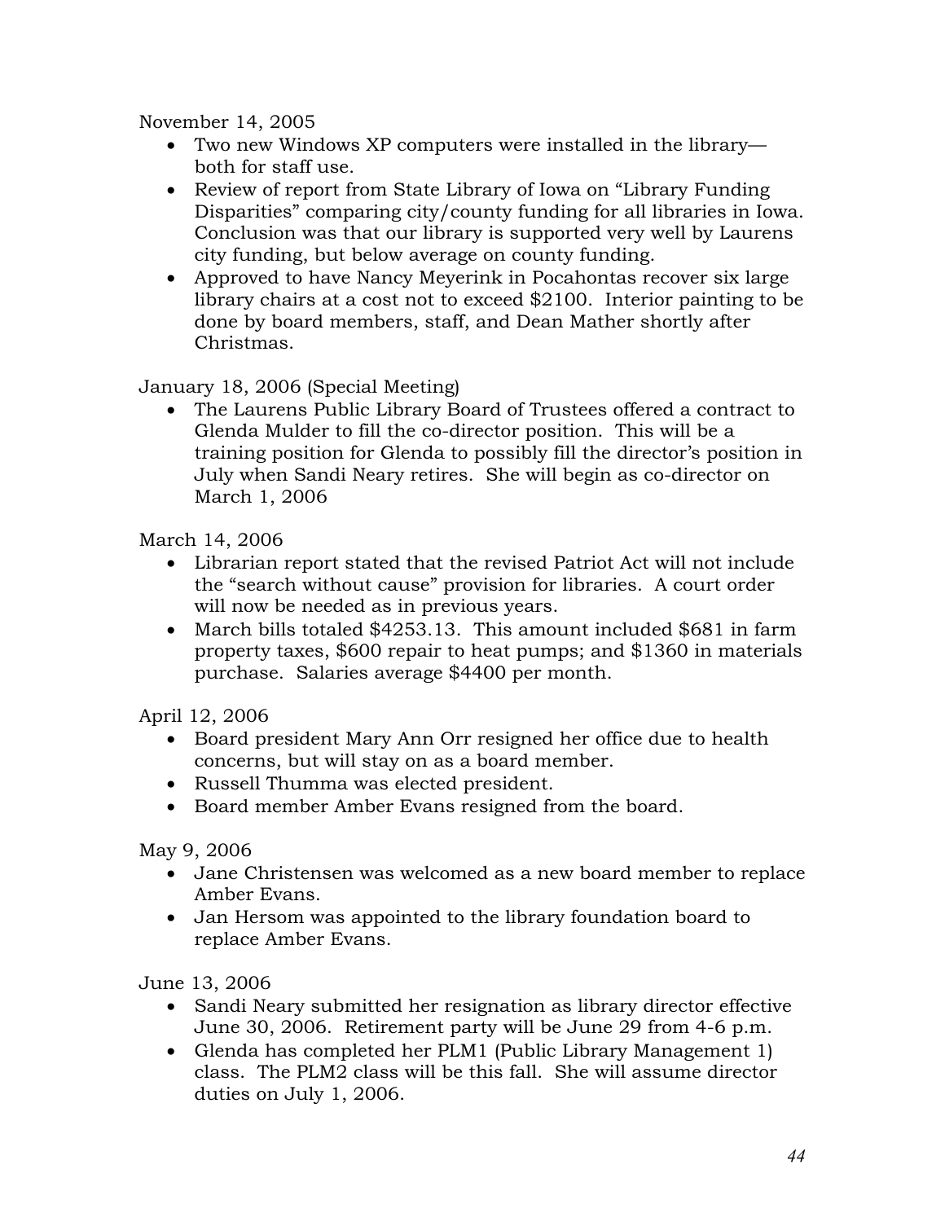November 14, 2005

- Two new Windows XP computers were installed in the library—both for staff use.
- Review of report from State Library of Iowa on "Library Funding Disparities" comparing city/county funding for all libraries in Iowa. Conclusion was that our library is supported very well by Laurens city funding, but below average on county funding.
- Approved to have Nancy Meyerink in Pocahontas recover six large library chairs at a cost not to exceed $2100. Interior painting to be done by board members, staff, and Dean Mather shortly after Christmas.

January 18, 2006 (Special Meeting)

- The Laurens Public Library Board of Trustees offered a contract to Glenda Mulder to fill the co-director position. This will be a training position for Glenda to possibly fill the director's position in July when Sandi Neary retires. She will begin as co-director on March 1, 2006

March 14, 2006

- Librarian report stated that the revised Patriot Act will not include the "search without cause" provision for libraries. A court order will now be needed as in previous years.
- March bills totaled $4253.13. This amount included $681 in farm property taxes, $600 repair to heat pumps; and $1360 in materials purchase. Salaries average $4400 per month.

April 12, 2006

- Board president Mary Ann Orr resigned her office due to health concerns, but will stay on as a board member.
- Russell Thumma was elected president.
- Board member Amber Evans resigned from the board.

May 9, 2006

- Jane Christensen was welcomed as a new board member to replace Amber Evans.
- Jan Hersom was appointed to the library foundation board to replace Amber Evans.

June 13, 2006

- Sandi Neary submitted her resignation as library director effective June 30, 2006. Retirement party will be June 29 from 4-6 p.m.
- Glenda has completed her PLM1 (Public Library Management 1) class. The PLM2 class will be this fall. She will assume director duties on July 1, 2006.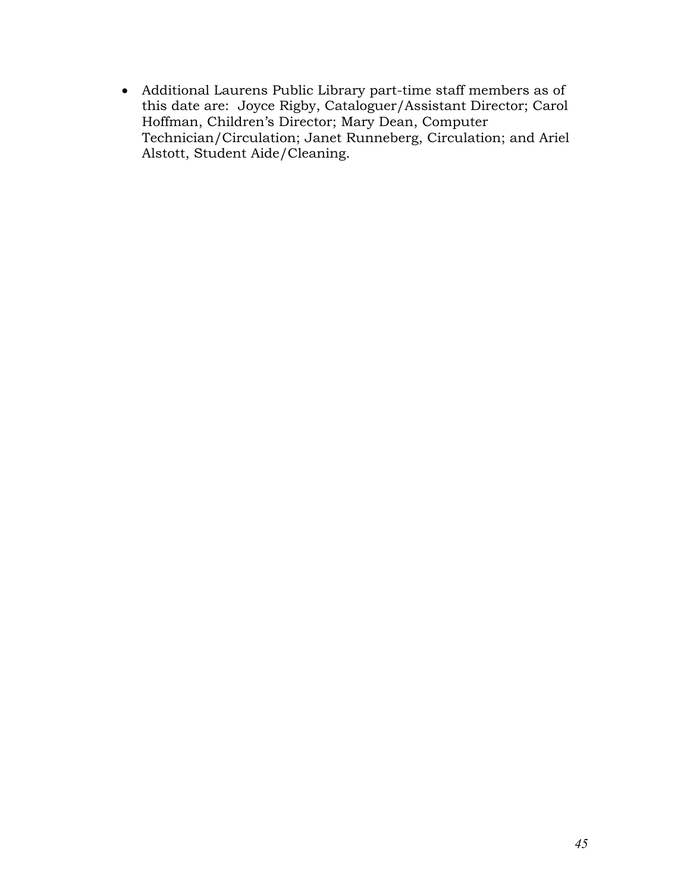- Additional Laurens Public Library part-time staff members as of this date are: Joyce Rigby, Cataloguer/Assistant Director; Carol Hoffman, Children's Director; Mary Dean, Computer Technician/Circulation; Janet Runneberg, Circulation; and Ariel Alstott, Student Aide/Cleaning.